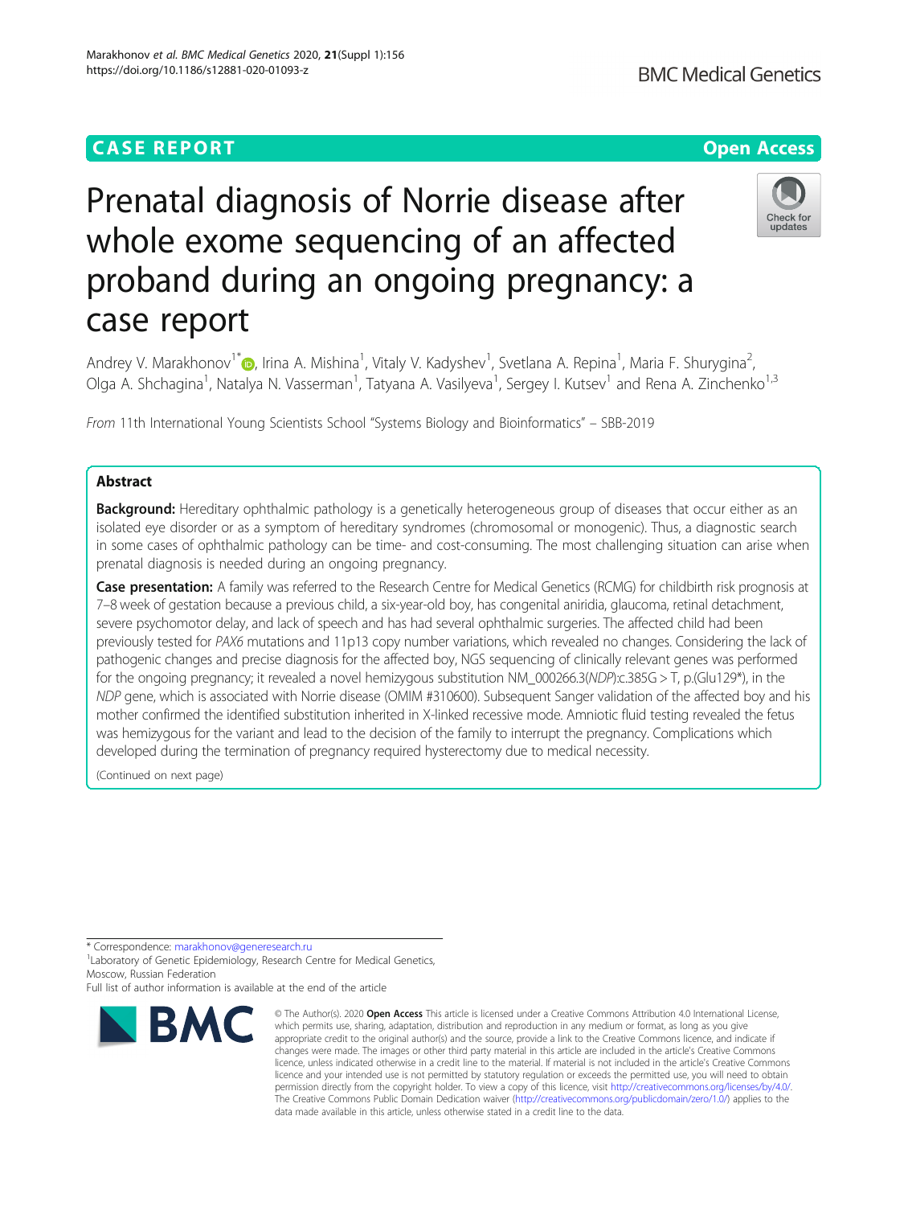CASE REPORT

Open Access

# Prenatal diagnosis of Norrie disease after whole exome sequencing of an affected proband during an ongoing pregnancy: a case report

Andrey V. Marakhonov[1*], Irina A. Mishina[1], Vitaly V. Kadyshev[1], Svetlana A. Repina[1], Maria F. Shurygina[2], Olga A. Shchagina[1], Natalya N. Vasserman[1], Tatyana A. Vasilyeva[1], Sergey I. Kutsev[1] and Rena A. Zinchenko[1,3]

*From* 11th International Young Scientists School "Systems Biology and Bioinformatics" – SBB-2019

## Abstract

**Background:** Hereditary ophthalmic pathology is a genetically heterogeneous group of diseases that occur either as an isolated eye disorder or as a symptom of hereditary syndromes (chromosomal or monogenic). Thus, a diagnostic search in some cases of ophthalmic pathology can be time- and cost-consuming. The most challenging situation can arise when prenatal diagnosis is needed during an ongoing pregnancy.

**Case presentation:** A family was referred to the Research Centre for Medical Genetics (RCMG) for childbirth risk prognosis at 7–8 week of gestation because a previous child, a six-year-old boy, has congenital aniridia, glaucoma, retinal detachment, severe psychomotor delay, and lack of speech and has had several ophthalmic surgeries. The affected child had been previously tested for *PAX6* mutations and 11p13 copy number variations, which revealed no changes. Considering the lack of pathogenic changes and precise diagnosis for the affected boy, NGS sequencing of clinically relevant genes was performed for the ongoing pregnancy; it revealed a novel hemizygous substitution NM_000266.3(*NDP*):c.385G > T, p.(Glu129*), in the *NDP* gene, which is associated with Norrie disease (OMIM #310600). Subsequent Sanger validation of the affected boy and his mother confirmed the identified substitution inherited in X-linked recessive mode. Amniotic fluid testing revealed the fetus was hemizygous for the variant and lead to the decision of the family to interrupt the pregnancy. Complications which developed during the termination of pregnancy required hysterectomy due to medical necessity.

(Continued on next page)

* Correspondence: marakhonov@generesearch.ru

[1]Laboratory of Genetic Epidemiology, Research Centre for Medical Genetics, Moscow, Russian Federation

Full list of author information is available at the end of the article

© The Author(s). 2020 **Open Access** This article is licensed under a Creative Commons Attribution 4.0 International License, which permits use, sharing, adaptation, distribution and reproduction in any medium or format, as long as you give appropriate credit to the original author(s) and the source, provide a link to the Creative Commons licence, and indicate if changes were made. The images or other third party material in this article are included in the article's Creative Commons licence, unless indicated otherwise in a credit line to the material. If material is not included in the article's Creative Commons licence and your intended use is not permitted by statutory regulation or exceeds the permitted use, you will need to obtain permission directly from the copyright holder. To view a copy of this licence, visit http://creativecommons.org/licenses/by/4.0/. The Creative Commons Public Domain Dedication waiver (http://creativecommons.org/publicdomain/zero/1.0/) applies to the data made available in this article, unless otherwise stated in a credit line to the data.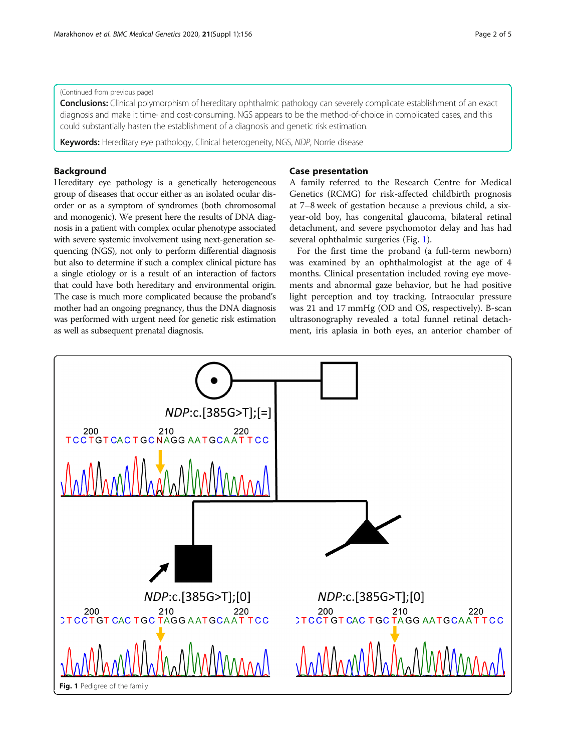(Continued from previous page)

**Conclusions:** Clinical polymorphism of hereditary ophthalmic pathology can severely complicate establishment of an exact diagnosis and make it time- and cost-consuming. NGS appears to be the method-of-choice in complicated cases, and this could substantially hasten the establishment of a diagnosis and genetic risk estimation.

**Keywords:** Hereditary eye pathology, Clinical heterogeneity, NGS, *NDP*, Norrie disease

## Background

Hereditary eye pathology is a genetically heterogeneous group of diseases that occur either as an isolated ocular disorder or as a symptom of syndromes (both chromosomal and monogenic). We present here the results of DNA diagnosis in a patient with complex ocular phenotype associated with severe systemic involvement using next-generation sequencing (NGS), not only to perform differential diagnosis but also to determine if such a complex clinical picture has a single etiology or is a result of an interaction of factors that could have both hereditary and environmental origin. The case is much more complicated because the proband's mother had an ongoing pregnancy, thus the DNA diagnosis was performed with urgent need for genetic risk estimation as well as subsequent prenatal diagnosis.

## Case presentation

A family referred to the Research Centre for Medical Genetics (RCMG) for risk-affected childbirth prognosis at 7–8 week of gestation because a previous child, a six-year-old boy, has congenital glaucoma, bilateral retinal detachment, and severe psychomotor delay and has had several ophthalmic surgeries (Fig. 1).

For the first time the proband (a full-term newborn) was examined by an ophthalmologist at the age of 4 months. Clinical presentation included roving eye movements and abnormal gaze behavior, but he had positive light perception and toy tracking. Intraocular pressure was 21 and 17 mmHg (OD and OS, respectively). B-scan ultrasonography revealed a total funnel retinal detachment, iris aplasia in both eyes, an anterior chamber of

*NDP*:c.[385G>T];[=]

*NDP*:c.[385G>T];[0]

*NDP*:c.[385G>T];[0]

**Fig. 1** Pedigree of the family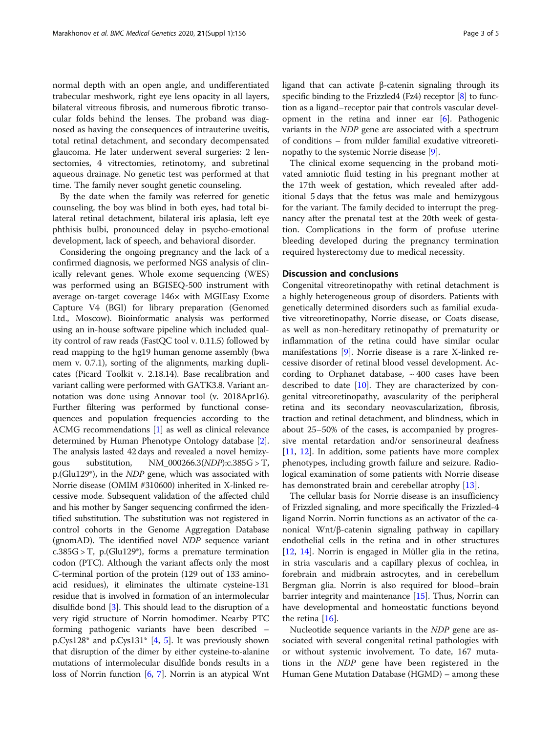normal depth with an open angle, and undifferentiated trabecular meshwork, right eye lens opacity in all layers, bilateral vitreous fibrosis, and numerous fibrotic transocular folds behind the lenses. The proband was diagnosed as having the consequences of intrauterine uveitis, total retinal detachment, and secondary decompensated glaucoma. He later underwent several surgeries: 2 lensectomies, 4 vitrectomies, retinotomy, and subretinal aqueous drainage. No genetic test was performed at that time. The family never sought genetic counseling.

By the date when the family was referred for genetic counseling, the boy was blind in both eyes, had total bilateral retinal detachment, bilateral iris aplasia, left eye phthisis bulbi, pronounced delay in psycho-emotional development, lack of speech, and behavioral disorder.

Considering the ongoing pregnancy and the lack of a confirmed diagnosis, we performed NGS analysis of clinically relevant genes. Whole exome sequencing (WES) was performed using an BGISEQ-500 instrument with average on-target coverage 146× with MGIEasy Exome Capture V4 (BGI) for library preparation (Genomed Ltd., Moscow). Bioinformatic analysis was performed using an in-house software pipeline which included quality control of raw reads (FastQC tool v. 0.11.5) followed by read mapping to the hg19 human genome assembly (bwa mem v. 0.7.1), sorting of the alignments, marking duplicates (Picard Toolkit v. 2.18.14). Base recalibration and variant calling were performed with GATK3.8. Variant annotation was done using Annovar tool (v. 2018Apr16). Further filtering was performed by functional consequences and population frequencies according to the ACMG recommendations [1] as well as clinical relevance determined by Human Phenotype Ontology database [2]. The analysis lasted 42 days and revealed a novel hemizygous substitution, NM_000266.3(*NDP*):c.385G > T, p.(Glu129*), in the *NDP* gene, which was associated with Norrie disease (OMIM #310600) inherited in X-linked recessive mode. Subsequent validation of the affected child and his mother by Sanger sequencing confirmed the identified substitution. The substitution was not registered in control cohorts in the Genome Aggregation Database (gnomAD). The identified novel *NDP* sequence variant c.385G > T, p.(Glu129*), forms a premature termination codon (PTC). Although the variant affects only the most C-terminal portion of the protein (129 out of 133 amino-acid residues), it eliminates the ultimate cysteine-131 residue that is involved in formation of an intermolecular disulfide bond [3]. This should lead to the disruption of a very rigid structure of Norrin homodimer. Nearby PTC forming pathogenic variants have been described – p.Cys128* and p.Cys131* [4, 5]. It was previously shown that disruption of the dimer by either cysteine-to-alanine mutations of intermolecular disulfide bonds results in a loss of Norrin function [6, 7]. Norrin is an atypical Wnt ligand that can activate β-catenin signaling through its specific binding to the Frizzled4 (Fz4) receptor [8] to function as a ligand–receptor pair that controls vascular development in the retina and inner ear [6]. Pathogenic variants in the *NDP* gene are associated with a spectrum of conditions – from milder familial exudative vitreoretinopathy to the systemic Norrie disease [9].

The clinical exome sequencing in the proband motivated amniotic fluid testing in his pregnant mother at the 17th week of gestation, which revealed after additional 5 days that the fetus was male and hemizygous for the variant. The family decided to interrupt the pregnancy after the prenatal test at the 20th week of gestation. Complications in the form of profuse uterine bleeding developed during the pregnancy termination required hysterectomy due to medical necessity.

## Discussion and conclusions

Congenital vitreoretinopathy with retinal detachment is a highly heterogeneous group of disorders. Patients with genetically determined disorders such as familial exudative vitreoretinopathy, Norrie disease, or Coats disease, as well as non-hereditary retinopathy of prematurity or inflammation of the retina could have similar ocular manifestations [9]. Norrie disease is a rare X-linked recessive disorder of retinal blood vessel development. According to Orphanet database, ~ 400 cases have been described to date [10]. They are characterized by congenital vitreoretinopathy, avascularity of the peripheral retina and its secondary neovascularization, fibrosis, traction and retinal detachment, and blindness, which in about 25–50% of the cases, is accompanied by progressive mental retardation and/or sensorineural deafness [11, 12]. In addition, some patients have more complex phenotypes, including growth failure and seizure. Radiological examination of some patients with Norrie disease has demonstrated brain and cerebellar atrophy [13].

The cellular basis for Norrie disease is an insufficiency of Frizzled signaling, and more specifically the Frizzled-4 ligand Norrin. Norrin functions as an activator of the canonical Wnt/β-catenin signaling pathway in capillary endothelial cells in the retina and in other structures [12, 14]. Norrin is engaged in Müller glia in the retina, in stria vascularis and a capillary plexus of cochlea, in forebrain and midbrain astrocytes, and in cerebellum Bergman glia. Norrin is also required for blood–brain barrier integrity and maintenance [15]. Thus, Norrin can have developmental and homeostatic functions beyond the retina [16].

Nucleotide sequence variants in the *NDP* gene are associated with several congenital retinal pathologies with or without systemic involvement. To date, 167 mutations in the *NDP* gene have been registered in the Human Gene Mutation Database (HGMD) – among these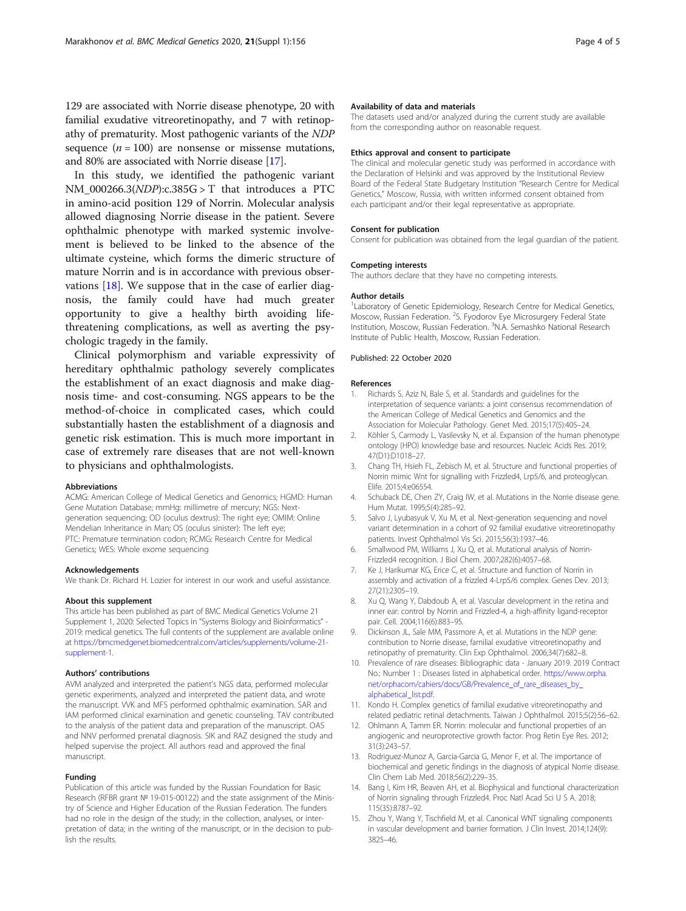129 are associated with Norrie disease phenotype, 20 with familial exudative vitreoretinopathy, and 7 with retinopathy of prematurity. Most pathogenic variants of the *NDP* sequence ($n = 100$) are nonsense or missense mutations, and 80% are associated with Norrie disease [17].

In this study, we identified the pathogenic variant NM_000266.3(*NDP*):c.385G > T that introduces a PTC in amino-acid position 129 of Norrin. Molecular analysis allowed diagnosing Norrie disease in the patient. Severe ophthalmic phenotype with marked systemic involvement is believed to be linked to the absence of the ultimate cysteine, which forms the dimeric structure of mature Norrin and is in accordance with previous observations [18]. We suppose that in the case of earlier diagnosis, the family could have had much greater opportunity to give a healthy birth avoiding life-threatening complications, as well as averting the psychologic tragedy in the family.

Clinical polymorphism and variable expressivity of hereditary ophthalmic pathology severely complicates the establishment of an exact diagnosis and make diagnosis time- and cost-consuming. NGS appears to be the method-of-choice in complicated cases, which could substantially hasten the establishment of a diagnosis and genetic risk estimation. This is much more important in case of extremely rare diseases that are not well-known to physicians and ophthalmologists.

### Abbreviations

ACMG: American College of Medical Genetics and Genomics; HGMD: Human Gene Mutation Database; mmHg: millimetre of mercury; NGS: Next-generation sequencing; OD (oculus dextrus): The right eye; OMIM: Online Mendelian Inheritance in Man; OS (oculus sinister): The left eye; PTC: Premature termination codon; RCMG: Research Centre for Medical Genetics; WES: Whole exome sequencing

### Acknowledgements

We thank Dr. Richard H. Lozier for interest in our work and useful assistance.

### About this supplement

This article has been published as part of BMC Medical Genetics Volume 21 Supplement 1, 2020: Selected Topics in "Systems Biology and Bioinformatics" - 2019: medical genetics. The full contents of the supplement are available online at https://bmcmedgenet.biomedcentral.com/articles/supplements/volume-21-supplement-1.

### Authors' contributions

AVM analyzed and interpreted the patient's NGS data, performed molecular genetic experiments, analyzed and interpreted the patient data, and wrote the manuscript. VVK and MFS performed ophthalmic examination. SAR and IAM performed clinical examination and genetic counseling. TAV contributed to the analysis of the patient data and preparation of the manuscript. OAS and NNV performed prenatal diagnosis. SIK and RAZ designed the study and helped supervise the project. All authors read and approved the final manuscript.

### Funding

Publication of this article was funded by the Russian Foundation for Basic Research (RFBR grant № 19-015-00122) and the state assignment of the Ministry of Science and Higher Education of the Russian Federation. The funders had no role in the design of the study; in the collection, analyses, or interpretation of data; in the writing of the manuscript, or in the decision to publish the results.

### Availability of data and materials

The datasets used and/or analyzed during the current study are available from the corresponding author on reasonable request.

### Ethics approval and consent to participate

The clinical and molecular genetic study was performed in accordance with the Declaration of Helsinki and was approved by the Institutional Review Board of the Federal State Budgetary Institution "Research Centre for Medical Genetics," Moscow, Russia, with written informed consent obtained from each participant and/or their legal representative as appropriate.

### Consent for publication

Consent for publication was obtained from the legal guardian of the patient.

### Competing interests

The authors declare that they have no competing interests.

### Author details

[1]Laboratory of Genetic Epidemiology, Research Centre for Medical Genetics, Moscow, Russian Federation. [2]S. Fyodorov Eye Microsurgery Federal State Institution, Moscow, Russian Federation. [3]N.A. Semashko National Research Institute of Public Health, Moscow, Russian Federation.

Published: 22 October 2020

### References

1. Richards S, Aziz N, Bale S, et al. Standards and guidelines for the interpretation of sequence variants: a joint consensus recommendation of the American College of Medical Genetics and Genomics and the Association for Molecular Pathology. Genet Med. 2015;17(5):405–24.
2. Köhler S, Carmody L, Vasilevsky N, et al. Expansion of the human phenotype ontology (HPO) knowledge base and resources. Nucleic Acids Res. 2019; 47(D1):D1018–27.
3. Chang TH, Hsieh FL, Zebisch M, et al. Structure and functional properties of Norrin mimic Wnt for signalling with Frizzled4, Lrp5/6, and proteoglycan. Elife. 2015;4:e06554.
4. Schuback DE, Chen ZY, Craig IW, et al. Mutations in the Norrie disease gene. Hum Mutat. 1995;5(4):285–92.
5. Salvo J, Lyubasyuk V, Xu M, et al. Next-generation sequencing and novel variant determination in a cohort of 92 familial exudative vitreoretinopathy patients. Invest Ophthalmol Vis Sci. 2015;56(3):1937–46.
6. Smallwood PM, Williams J, Xu Q, et al. Mutational analysis of Norrin-Frizzled4 recognition. J Biol Chem. 2007;282(6):4057–68.
7. Ke J, Harikumar KG, Erice C, et al. Structure and function of Norrin in assembly and activation of a frizzled 4-Lrp5/6 complex. Genes Dev. 2013; 27(21):2305–19.
8. Xu Q, Wang Y, Dabdoub A, et al. Vascular development in the retina and inner ear: control by Norrin and Frizzled-4, a high-affinity ligand-receptor pair. Cell. 2004;116(6):883–95.
9. Dickinson JL, Sale MM, Passmore A, et al. Mutations in the NDP gene: contribution to Norrie disease, familial exudative vitreoretinopathy and retinopathy of prematurity. Clin Exp Ophthalmol. 2006;34(7):682–8.
10. Prevalence of rare diseases: Bibliographic data - January 2019. 2019 Contract No.: Number 1 : Diseases listed in alphabetical order. https://www.orpha.net/orphacom/cahiers/docs/GB/Prevalence_of_rare_diseases_by_alphabetical_list.pdf.
11. Kondo H. Complex genetics of familial exudative vitreoretinopathy and related pediatric retinal detachments. Taiwan J Ophthalmol. 2015;5(2):56–62.
12. Ohlmann A, Tamm ER. Norrin: molecular and functional properties of an angiogenic and neuroprotective growth factor. Prog Retin Eye Res. 2012; 31(3):243–57.
13. Rodriguez-Munoz A, Garcia-Garcia G, Menor F, et al. The importance of biochemical and genetic findings in the diagnosis of atypical Norrie disease. Clin Chem Lab Med. 2018;56(2):229–35.
14. Bang I, Kim HR, Beaven AH, et al. Biophysical and functional characterization of Norrin signaling through Frizzled4. Proc Natl Acad Sci U S A. 2018; 115(35):8787–92.
15. Zhou Y, Wang Y, Tischfield M, et al. Canonical WNT signaling components in vascular development and barrier formation. J Clin Invest. 2014;124(9): 3825–46.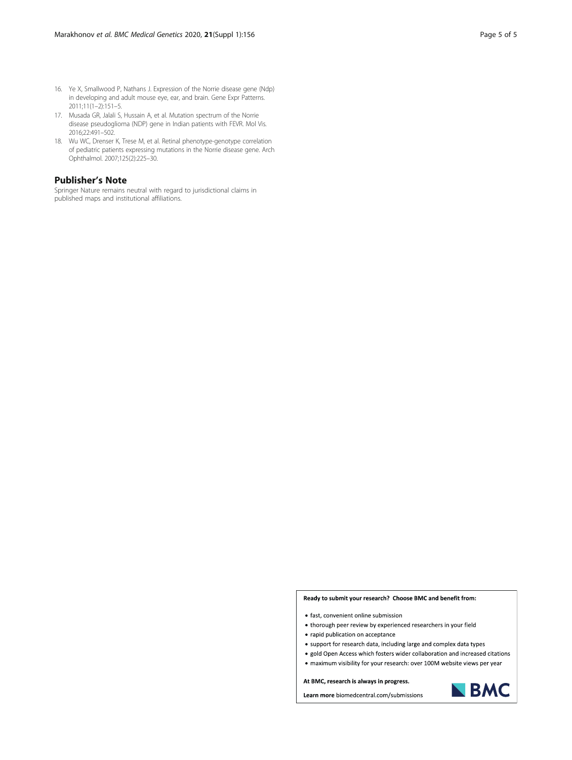16. Ye X, Smallwood P, Nathans J. Expression of the Norrie disease gene (Ndp) in developing and adult mouse eye, ear, and brain. Gene Expr Patterns. 2011;11(1–2):151–5.
17. Musada GR, Jalali S, Hussain A, et al. Mutation spectrum of the Norrie disease pseudoglioma (NDP) gene in Indian patients with FEVR. Mol Vis. 2016;22:491–502.
18. Wu WC, Drenser K, Trese M, et al. Retinal phenotype-genotype correlation of pediatric patients expressing mutations in the Norrie disease gene. Arch Ophthalmol. 2007;125(2):225–30.

## Publisher's Note

Springer Nature remains neutral with regard to jurisdictional claims in published maps and institutional affiliations.

**Ready to submit your research? Choose BMC and benefit from:**

- fast, convenient online submission
- thorough peer review by experienced researchers in your field
- rapid publication on acceptance
- support for research data, including large and complex data types
- gold Open Access which fosters wider collaboration and increased citations
- maximum visibility for your research: over 100M website views per year

**At BMC, research is always in progress.**

**Learn more** biomedcentral.com/submissions

BMC